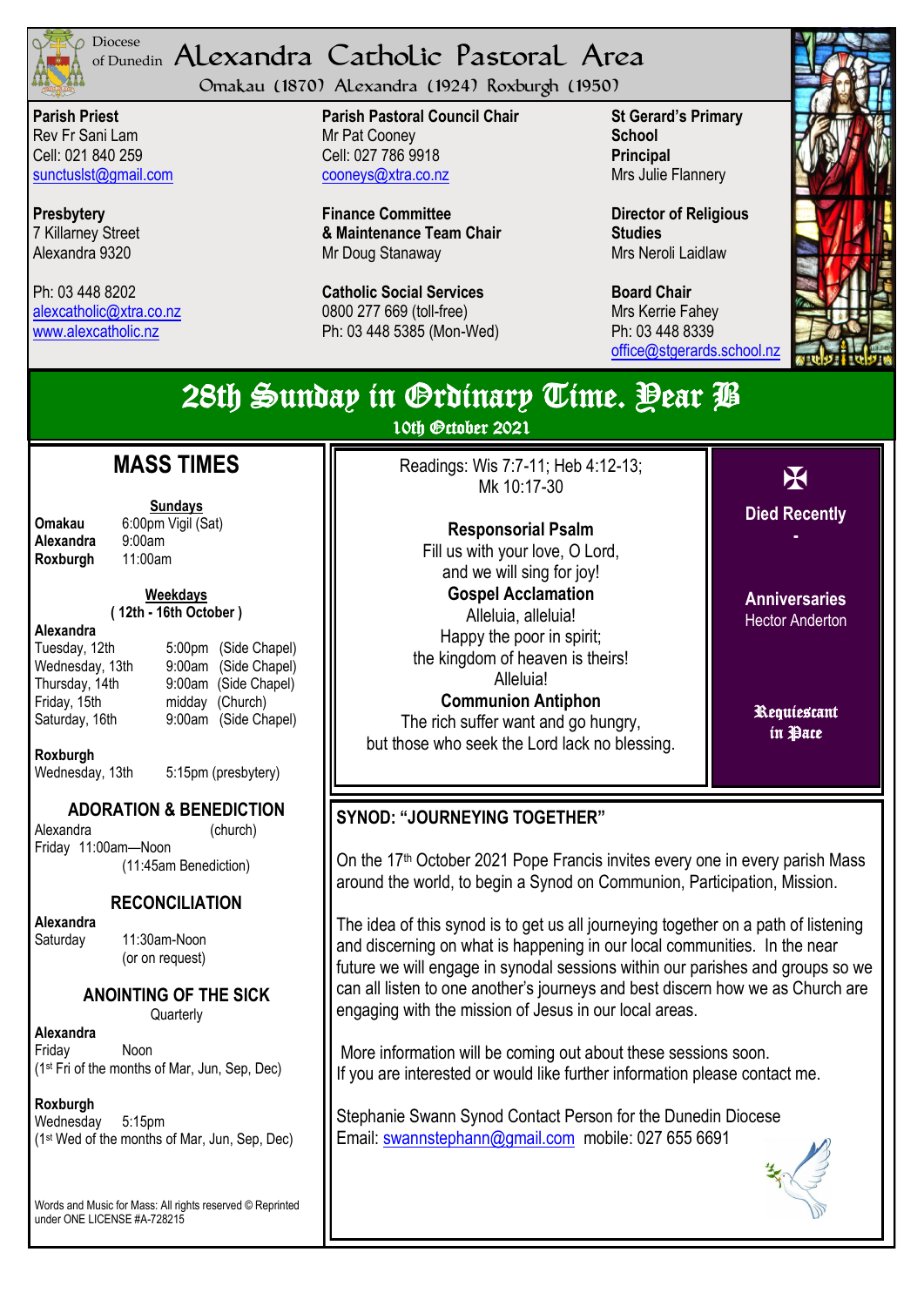Diocese of Dunedin

# Alexandra Catholic Pastoral Area

Omakau (1870) Alexandra (1924) Roxburgh (1950)

**Parish Priest**
Rev Fr Sani Lam
Cell: 021 840 259
sunctuslst@gmail.com

**Presbytery**
7 Killarney Street
Alexandra 9320

Ph: 03 448 8202
alexcatholic@xtra.co.nz
www.alexcatholic.nz

**Parish Pastoral Council Chair**
Mr Pat Cooney
Cell: 027 786 9918
cooneys@xtra.co.nz

**Finance Committee & Maintenance Team Chair**
Mr Doug Stanaway

**Catholic Social Services**
0800 277 669 (toll-free)
Ph: 03 448 5385 (Mon-Wed)

**St Gerard's Primary School Principal**
Mrs Julie Flannery

**Director of Religious Studies**
Mrs Neroli Laidlaw

**Board Chair**
Mrs Kerrie Fahey
Ph: 03 448 8339
office@stgerards.school.nz

## 28th Sunday in Ordinary Time. Year B

10th October 2021

## MASS TIMES

**Sundays**

| | |
|---|---|
| **Omakau** | 6:00pm Vigil (Sat) |
| **Alexandra** | 9:00am |
| **Roxburgh** | 11:00am |

**Weekdays**
**( 12th - 16th October )**

**Alexandra**

| | | |
|---|---|---|
| Tuesday, 12th | 5:00pm | (Side Chapel) |
| Wednesday, 13th | 9:00am | (Side Chapel) |
| Thursday, 14th | 9:00am | (Side Chapel) |
| Friday, 15th | midday | (Church) |
| Saturday, 16th | 9:00am | (Side Chapel) |

**Roxburgh**
Wednesday, 13th 5:15pm (presbytery)

### ADORATION & BENEDICTION

Alexandra (church)
Friday 11:00am—Noon
(11:45am Benediction)

### RECONCILIATION

**Alexandra**
Saturday 11:30am-Noon
(or on request)

### ANOINTING OF THE SICK

Quarterly

**Alexandra**
Friday Noon
(1st Fri of the months of Mar, Jun, Sep, Dec)

**Roxburgh**
Wednesday 5:15pm
(1st Wed of the months of Mar, Jun, Sep, Dec)

Words and Music for Mass: All rights reserved © Reprinted under ONE LICENSE #A-728215

Readings: Wis 7:7-11; Heb 4:12-13; Mk 10:17-30

**Responsorial Psalm**
Fill us with your love, O Lord,
and we will sing for joy!

**Gospel Acclamation**
Alleluia, alleluia!
Happy the poor in spirit;
the kingdom of heaven is theirs!
Alleluia!

**Communion Antiphon**
The rich suffer want and go hungry,
but those who seek the Lord lack no blessing.

✠

**Died Recently**

-

**Anniversaries**
Hector Anderton

**Requiescant in Pace**

## SYNOD: "JOURNEYING TOGETHER"

On the 17th October 2021 Pope Francis invites every one in every parish Mass around the world, to begin a Synod on Communion, Participation, Mission.

The idea of this synod is to get us all journeying together on a path of listening and discerning on what is happening in our local communities. In the near future we will engage in synodal sessions within our parishes and groups so we can all listen to one another's journeys and best discern how we as Church are engaging with the mission of Jesus in our local areas.

More information will be coming out about these sessions soon.
If you are interested or would like further information please contact me.

Stephanie Swann Synod Contact Person for the Dunedin Diocese
Email: swannstephann@gmail.com mobile: 027 655 6691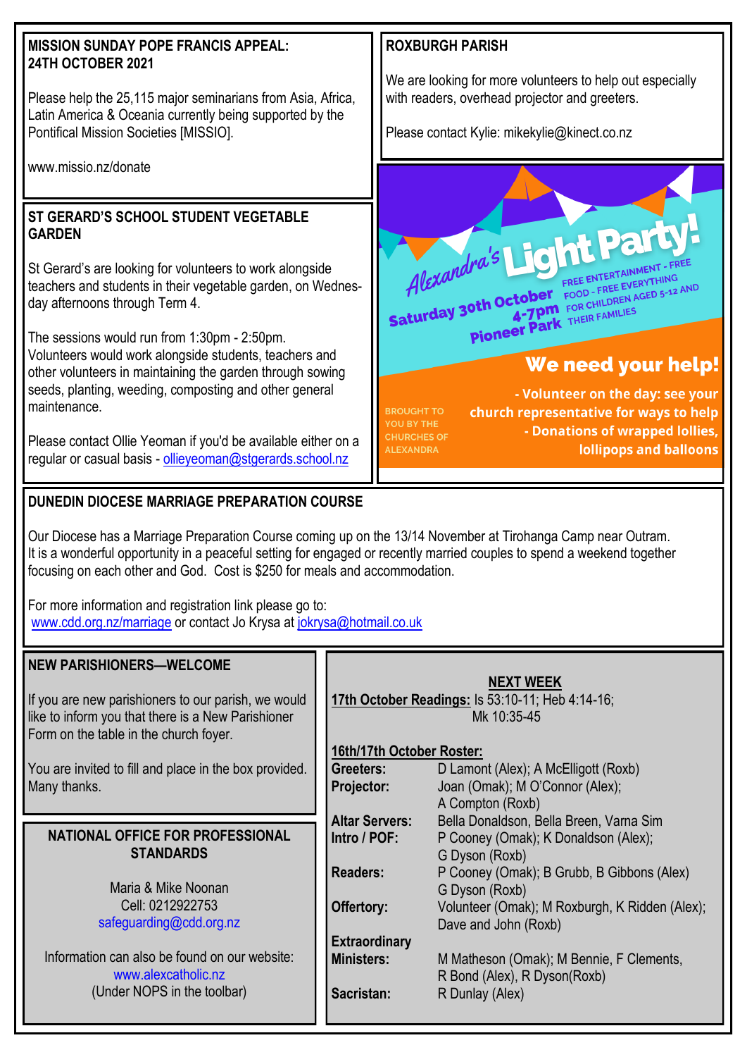## MISSION SUNDAY POPE FRANCIS APPEAL: 24TH OCTOBER 2021

Please help the 25,115 major seminarians from Asia, Africa, Latin America & Oceania currently being supported by the Pontifical Mission Societies [MISSIO].

www.missio.nz/donate

## ROXBURGH PARISH

We are looking for more volunteers to help out especially with readers, overhead projector and greeters.

Please contact Kylie: mikekylie@kinect.co.nz

## ST GERARD'S SCHOOL STUDENT VEGETABLE GARDEN

St Gerard's are looking for volunteers to work alongside teachers and students in their vegetable garden, on Wednesday afternoons through Term 4.

The sessions would run from 1:30pm - 2:50pm.
Volunteers would work alongside students, teachers and other volunteers in maintaining the garden through sowing seeds, planting, weeding, composting and other general maintenance.

Please contact Ollie Yeoman if you'd be available either on a regular or casual basis - ollieyeoman@stgerards.school.nz

## Alexandra's Light Party!

Saturday 30th October
4-7pm
Pioneer Park

FREE ENTERTAINMENT - FREE FOOD - FREE EVERYTHING FOR CHILDREN AGED 5-12 AND THEIR FAMILIES

**We need your help!**

- Volunteer on the day: see your church representative for ways to help
- Donations of wrapped lollies, lollipops and balloons

BROUGHT TO YOU BY THE CHURCHES OF ALEXANDRA

## DUNEDIN DIOCESE MARRIAGE PREPARATION COURSE

Our Diocese has a Marriage Preparation Course coming up on the 13/14 November at Tirohanga Camp near Outram. It is a wonderful opportunity in a peaceful setting for engaged or recently married couples to spend a weekend together focusing on each other and God. Cost is $250 for meals and accommodation.

For more information and registration link please go to:
www.cdd.org.nz/marriage or contact Jo Krysa at jokrysa@hotmail.co.uk

## NEW PARISHIONERS—WELCOME

If you are new parishioners to our parish, we would like to inform you that there is a New Parishioner Form on the table in the church foyer.

You are invited to fill and place in the box provided. Many thanks.

## NATIONAL OFFICE FOR PROFESSIONAL STANDARDS

Maria & Mike Noonan
Cell: 0212922753
safeguarding@cdd.org.nz

Information can also be found on our website:
www.alexcatholic.nz
(Under NOPS in the toolbar)

## NEXT WEEK

**17th October Readings:** Is 53:10-11; Heb 4:14-16; Mk 10:35-45

**16th/17th October Roster:**

| | |
|---|---|
| **Greeters:** | D Lamont (Alex); A McElligott (Roxb) |
| **Projector:** | Joan (Omak); M O'Connor (Alex); A Compton (Roxb) |
| **Altar Servers:** | Bella Donaldson, Bella Breen, Varna Sim |
| **Intro / POF:** | P Cooney (Omak); K Donaldson (Alex); G Dyson (Roxb) |
| **Readers:** | P Cooney (Omak); B Grubb, B Gibbons (Alex) G Dyson (Roxb) |
| **Offertory:** | Volunteer (Omak); M Roxburgh, K Ridden (Alex); Dave and John (Roxb) |
| **Extraordinary Ministers:** | M Matheson (Omak); M Bennie, F Clements, R Bond (Alex), R Dyson(Roxb) |
| **Sacristan:** | R Dunlay (Alex) |